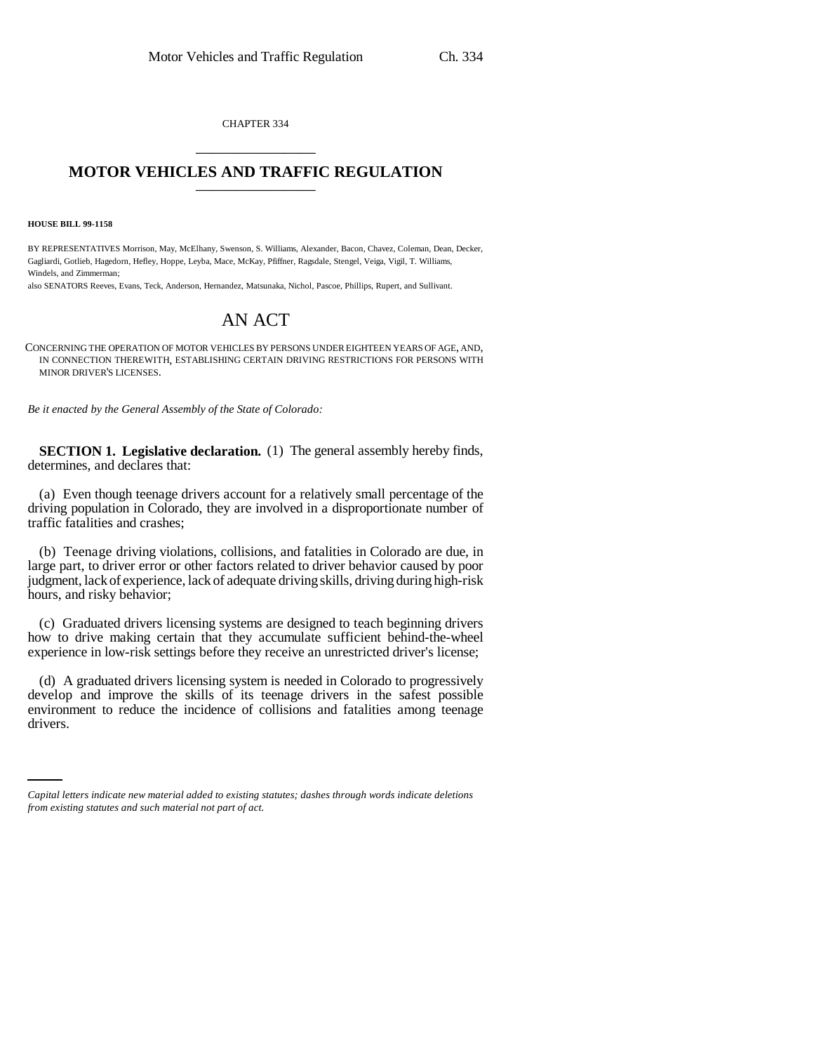CHAPTER 334

# MOTOR VEHICLES AND TRAFFIC REGULATION

**HOUSE BILL 99-1158**

BY REPRESENTATIVES Morrison, May, McElhany, Swenson, S. Williams, Alexander, Bacon, Chavez, Coleman, Dean, Decker, Gagliardi, Gotlieb, Hagedorn, Hefley, Hoppe, Leyba, Mace, McKay, Pfiffner, Ragsdale, Stengel, Veiga, Vigil, T. Williams, Windels, and Zimmerman;

also SENATORS Reeves, Evans, Teck, Anderson, Hernandez, Matsunaka, Nichol, Pascoe, Phillips, Rupert, and Sullivant.

## AN ACT

CONCERNING THE OPERATION OF MOTOR VEHICLES BY PERSONS UNDER EIGHTEEN YEARS OF AGE, AND, IN CONNECTION THEREWITH, ESTABLISHING CERTAIN DRIVING RESTRICTIONS FOR PERSONS WITH MINOR DRIVER'S LICENSES.

*Be it enacted by the General Assembly of the State of Colorado:*

**SECTION 1. Legislative declaration.** (1) The general assembly hereby finds, determines, and declares that:

(a) Even though teenage drivers account for a relatively small percentage of the driving population in Colorado, they are involved in a disproportionate number of traffic fatalities and crashes;

(b) Teenage driving violations, collisions, and fatalities in Colorado are due, in large part, to driver error or other factors related to driver behavior caused by poor judgment, lack of experience, lack of adequate driving skills, driving during high-risk hours, and risky behavior;

(c) Graduated drivers licensing systems are designed to teach beginning drivers how to drive making certain that they accumulate sufficient behind-the-wheel experience in low-risk settings before they receive an unrestricted driver's license;

(d) A graduated drivers licensing system is needed in Colorado to progressively develop and improve the skills of its teenage drivers in the safest possible environment to reduce the incidence of collisions and fatalities among teenage drivers.

*Capital letters indicate new material added to existing statutes; dashes through words indicate deletions from existing statutes and such material not part of act.*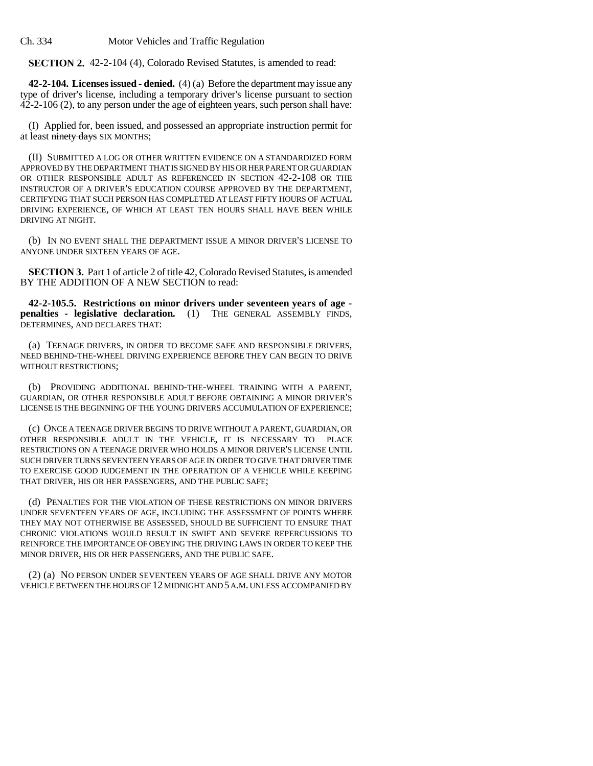**SECTION 2.** 42-2-104 (4), Colorado Revised Statutes, is amended to read:

**42-2-104. Licenses issued - denied.** (4) (a) Before the department may issue any type of driver's license, including a temporary driver's license pursuant to section 42-2-106 (2), to any person under the age of eighteen years, such person shall have:

(I) Applied for, been issued, and possessed an appropriate instruction permit for at least ~~ninety days~~ SIX MONTHS;

(II) SUBMITTED A LOG OR OTHER WRITTEN EVIDENCE ON A STANDARDIZED FORM APPROVED BY THE DEPARTMENT THAT IS SIGNED BY HIS OR HER PARENT OR GUARDIAN OR OTHER RESPONSIBLE ADULT AS REFERENCED IN SECTION 42-2-108 OR THE INSTRUCTOR OF A DRIVER'S EDUCATION COURSE APPROVED BY THE DEPARTMENT, CERTIFYING THAT SUCH PERSON HAS COMPLETED AT LEAST FIFTY HOURS OF ACTUAL DRIVING EXPERIENCE, OF WHICH AT LEAST TEN HOURS SHALL HAVE BEEN WHILE DRIVING AT NIGHT.

(b) IN NO EVENT SHALL THE DEPARTMENT ISSUE A MINOR DRIVER'S LICENSE TO ANYONE UNDER SIXTEEN YEARS OF AGE.

**SECTION 3.** Part 1 of article 2 of title 42, Colorado Revised Statutes, is amended BY THE ADDITION OF A NEW SECTION to read:

**42-2-105.5. Restrictions on minor drivers under seventeen years of age - penalties - legislative declaration.** (1) THE GENERAL ASSEMBLY FINDS, DETERMINES, AND DECLARES THAT:

(a) TEENAGE DRIVERS, IN ORDER TO BECOME SAFE AND RESPONSIBLE DRIVERS, NEED BEHIND-THE-WHEEL DRIVING EXPERIENCE BEFORE THEY CAN BEGIN TO DRIVE WITHOUT RESTRICTIONS;

(b) PROVIDING ADDITIONAL BEHIND-THE-WHEEL TRAINING WITH A PARENT, GUARDIAN, OR OTHER RESPONSIBLE ADULT BEFORE OBTAINING A MINOR DRIVER'S LICENSE IS THE BEGINNING OF THE YOUNG DRIVERS ACCUMULATION OF EXPERIENCE;

(c) ONCE A TEENAGE DRIVER BEGINS TO DRIVE WITHOUT A PARENT, GUARDIAN, OR OTHER RESPONSIBLE ADULT IN THE VEHICLE, IT IS NECESSARY TO PLACE RESTRICTIONS ON A TEENAGE DRIVER WHO HOLDS A MINOR DRIVER'S LICENSE UNTIL SUCH DRIVER TURNS SEVENTEEN YEARS OF AGE IN ORDER TO GIVE THAT DRIVER TIME TO EXERCISE GOOD JUDGEMENT IN THE OPERATION OF A VEHICLE WHILE KEEPING THAT DRIVER, HIS OR HER PASSENGERS, AND THE PUBLIC SAFE;

(d) PENALTIES FOR THE VIOLATION OF THESE RESTRICTIONS ON MINOR DRIVERS UNDER SEVENTEEN YEARS OF AGE, INCLUDING THE ASSESSMENT OF POINTS WHERE THEY MAY NOT OTHERWISE BE ASSESSED, SHOULD BE SUFFICIENT TO ENSURE THAT CHRONIC VIOLATIONS WOULD RESULT IN SWIFT AND SEVERE REPERCUSSIONS TO REINFORCE THE IMPORTANCE OF OBEYING THE DRIVING LAWS IN ORDER TO KEEP THE MINOR DRIVER, HIS OR HER PASSENGERS, AND THE PUBLIC SAFE.

(2) (a) NO PERSON UNDER SEVENTEEN YEARS OF AGE SHALL DRIVE ANY MOTOR VEHICLE BETWEEN THE HOURS OF 12 MIDNIGHT AND 5 A.M. UNLESS ACCOMPANIED BY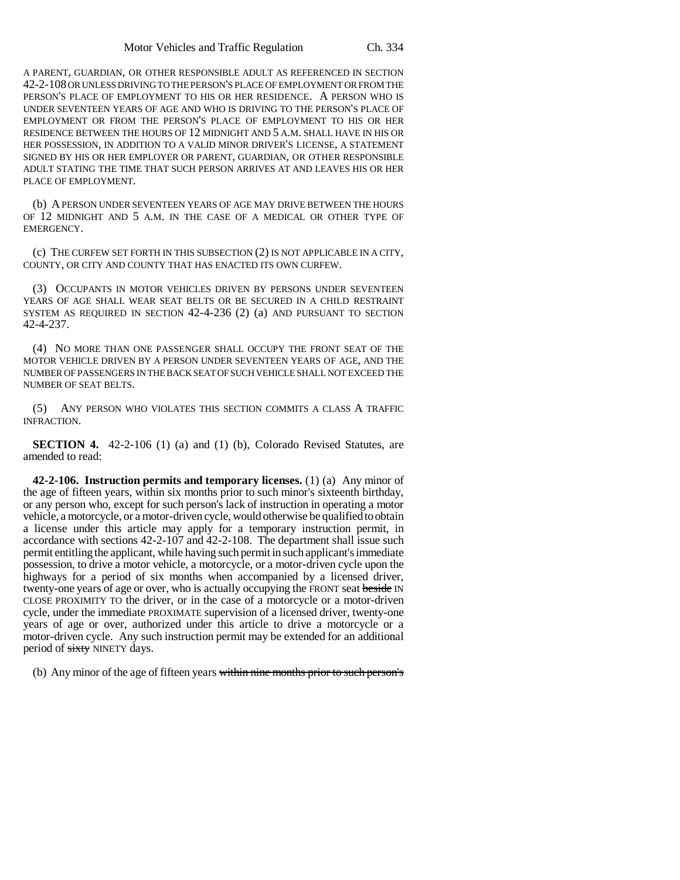A PARENT, GUARDIAN, OR OTHER RESPONSIBLE ADULT AS REFERENCED IN SECTION 42-2-108 OR UNLESS DRIVING TO THE PERSON'S PLACE OF EMPLOYMENT OR FROM THE PERSON'S PLACE OF EMPLOYMENT TO HIS OR HER RESIDENCE. A PERSON WHO IS UNDER SEVENTEEN YEARS OF AGE AND WHO IS DRIVING TO THE PERSON'S PLACE OF EMPLOYMENT OR FROM THE PERSON'S PLACE OF EMPLOYMENT TO HIS OR HER RESIDENCE BETWEEN THE HOURS OF 12 MIDNIGHT AND 5 A.M. SHALL HAVE IN HIS OR HER POSSESSION, IN ADDITION TO A VALID MINOR DRIVER'S LICENSE, A STATEMENT SIGNED BY HIS OR HER EMPLOYER OR PARENT, GUARDIAN, OR OTHER RESPONSIBLE ADULT STATING THE TIME THAT SUCH PERSON ARRIVES AT AND LEAVES HIS OR HER PLACE OF EMPLOYMENT.

(b) A PERSON UNDER SEVENTEEN YEARS OF AGE MAY DRIVE BETWEEN THE HOURS OF 12 MIDNIGHT AND 5 A.M. IN THE CASE OF A MEDICAL OR OTHER TYPE OF EMERGENCY.

(c) THE CURFEW SET FORTH IN THIS SUBSECTION (2) IS NOT APPLICABLE IN A CITY, COUNTY, OR CITY AND COUNTY THAT HAS ENACTED ITS OWN CURFEW.

(3) OCCUPANTS IN MOTOR VEHICLES DRIVEN BY PERSONS UNDER SEVENTEEN YEARS OF AGE SHALL WEAR SEAT BELTS OR BE SECURED IN A CHILD RESTRAINT SYSTEM AS REQUIRED IN SECTION 42-4-236 (2) (a) AND PURSUANT TO SECTION 42-4-237.

(4) NO MORE THAN ONE PASSENGER SHALL OCCUPY THE FRONT SEAT OF THE MOTOR VEHICLE DRIVEN BY A PERSON UNDER SEVENTEEN YEARS OF AGE, AND THE NUMBER OF PASSENGERS IN THE BACK SEAT OF SUCH VEHICLE SHALL NOT EXCEED THE NUMBER OF SEAT BELTS.

(5) ANY PERSON WHO VIOLATES THIS SECTION COMMITS A CLASS A TRAFFIC INFRACTION.

**SECTION 4.** 42-2-106 (1) (a) and (1) (b), Colorado Revised Statutes, are amended to read:

**42-2-106. Instruction permits and temporary licenses.** (1) (a) Any minor of the age of fifteen years, within six months prior to such minor's sixteenth birthday, or any person who, except for such person's lack of instruction in operating a motor vehicle, a motorcycle, or a motor-driven cycle, would otherwise be qualified to obtain a license under this article may apply for a temporary instruction permit, in accordance with sections 42-2-107 and 42-2-108. The department shall issue such permit entitling the applicant, while having such permit in such applicant's immediate possession, to drive a motor vehicle, a motorcycle, or a motor-driven cycle upon the highways for a period of six months when accompanied by a licensed driver, twenty-one years of age or over, who is actually occupying the FRONT seat ~~beside~~ IN CLOSE PROXIMITY TO the driver, or in the case of a motorcycle or a motor-driven cycle, under the immediate PROXIMATE supervision of a licensed driver, twenty-one years of age or over, authorized under this article to drive a motorcycle or a motor-driven cycle. Any such instruction permit may be extended for an additional period of ~~sixty~~ NINETY days.

(b) Any minor of the age of fifteen years ~~within nine months prior to such person's~~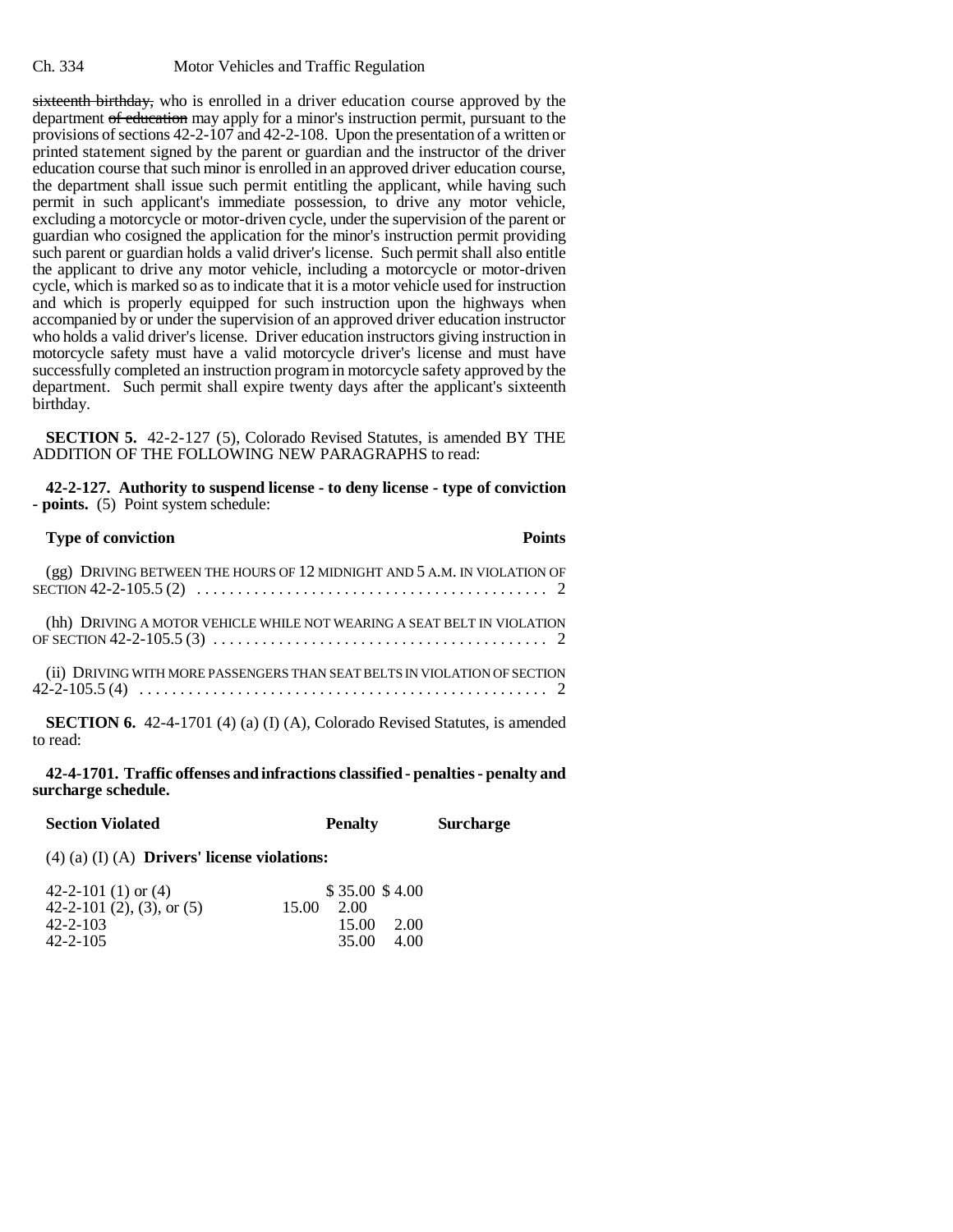~~sixteenth birthday,~~ who is enrolled in a driver education course approved by the department ~~of education~~ may apply for a minor's instruction permit, pursuant to the provisions of sections 42-2-107 and 42-2-108. Upon the presentation of a written or printed statement signed by the parent or guardian and the instructor of the driver education course that such minor is enrolled in an approved driver education course, the department shall issue such permit entitling the applicant, while having such permit in such applicant's immediate possession, to drive any motor vehicle, excluding a motorcycle or motor-driven cycle, under the supervision of the parent or guardian who cosigned the application for the minor's instruction permit providing such parent or guardian holds a valid driver's license. Such permit shall also entitle the applicant to drive any motor vehicle, including a motorcycle or motor-driven cycle, which is marked so as to indicate that it is a motor vehicle used for instruction and which is properly equipped for such instruction upon the highways when accompanied by or under the supervision of an approved driver education instructor who holds a valid driver's license. Driver education instructors giving instruction in motorcycle safety must have a valid motorcycle driver's license and must have successfully completed an instruction program in motorcycle safety approved by the department. Such permit shall expire twenty days after the applicant's sixteenth birthday.

**SECTION 5.** 42-2-127 (5), Colorado Revised Statutes, is amended BY THE ADDITION OF THE FOLLOWING NEW PARAGRAPHS to read:

**42-2-127. Authority to suspend license - to deny license - type of conviction - points.** (5) Point system schedule:

| Type of conviction | Points |
|---|---|
| (gg) DRIVING BETWEEN THE HOURS OF 12 MIDNIGHT AND 5 A.M. IN VIOLATION OF SECTION 42-2-105.5 (2) | 2 |
| (hh) DRIVING A MOTOR VEHICLE WHILE NOT WEARING A SEAT BELT IN VIOLATION OF SECTION 42-2-105.5 (3) | 2 |
| (ii) DRIVING WITH MORE PASSENGERS THAN SEAT BELTS IN VIOLATION OF SECTION 42-2-105.5 (4) | 2 |

**SECTION 6.** 42-4-1701 (4) (a) (I) (A), Colorado Revised Statutes, is amended to read:

**42-4-1701. Traffic offenses and infractions classified - penalties - penalty and surcharge schedule.**

| Section Violated | Penalty | Surcharge |
|---|---|---|
| (4) (a) (I) (A) **Drivers' license violations:** | | |
| 42-2-101 (1) or (4) | $ 35.00 | $ 4.00 |
| 42-2-101 (2), (3), or (5) | 15.00 | 2.00 |
| 42-2-103 | 15.00 | 2.00 |
| 42-2-105 | 35.00 | 4.00 |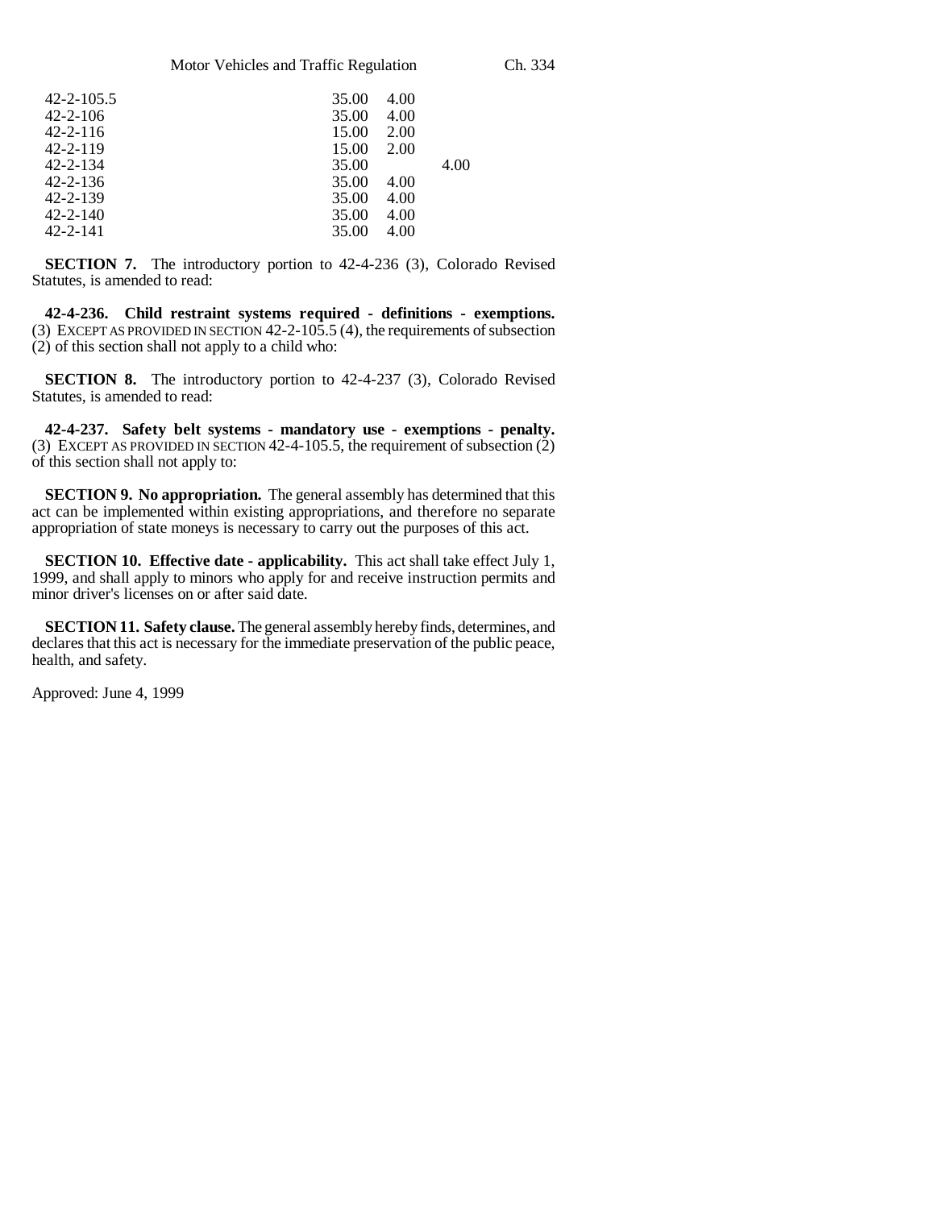| | | | |
|---|---|---|---|
| 42-2-105.5 | 35.00 | 4.00 | |
| 42-2-106 | 35.00 | 4.00 | |
| 42-2-116 | 15.00 | 2.00 | |
| 42-2-119 | 15.00 | 2.00 | |
| 42-2-134 | 35.00 | | 4.00 |
| 42-2-136 | 35.00 | 4.00 | |
| 42-2-139 | 35.00 | 4.00 | |
| 42-2-140 | 35.00 | 4.00 | |
| 42-2-141 | 35.00 | 4.00 | |

**SECTION 7.** The introductory portion to 42-4-236 (3), Colorado Revised Statutes, is amended to read:

**42-4-236. Child restraint systems required - definitions - exemptions.** (3) EXCEPT AS PROVIDED IN SECTION 42-2-105.5 (4), the requirements of subsection (2) of this section shall not apply to a child who:

**SECTION 8.** The introductory portion to 42-4-237 (3), Colorado Revised Statutes, is amended to read:

**42-4-237. Safety belt systems - mandatory use - exemptions - penalty.** (3) EXCEPT AS PROVIDED IN SECTION 42-4-105.5, the requirement of subsection (2) of this section shall not apply to:

**SECTION 9. No appropriation.** The general assembly has determined that this act can be implemented within existing appropriations, and therefore no separate appropriation of state moneys is necessary to carry out the purposes of this act.

**SECTION 10. Effective date - applicability.** This act shall take effect July 1, 1999, and shall apply to minors who apply for and receive instruction permits and minor driver's licenses on or after said date.

**SECTION 11. Safety clause.** The general assembly hereby finds, determines, and declares that this act is necessary for the immediate preservation of the public peace, health, and safety.

Approved: June 4, 1999